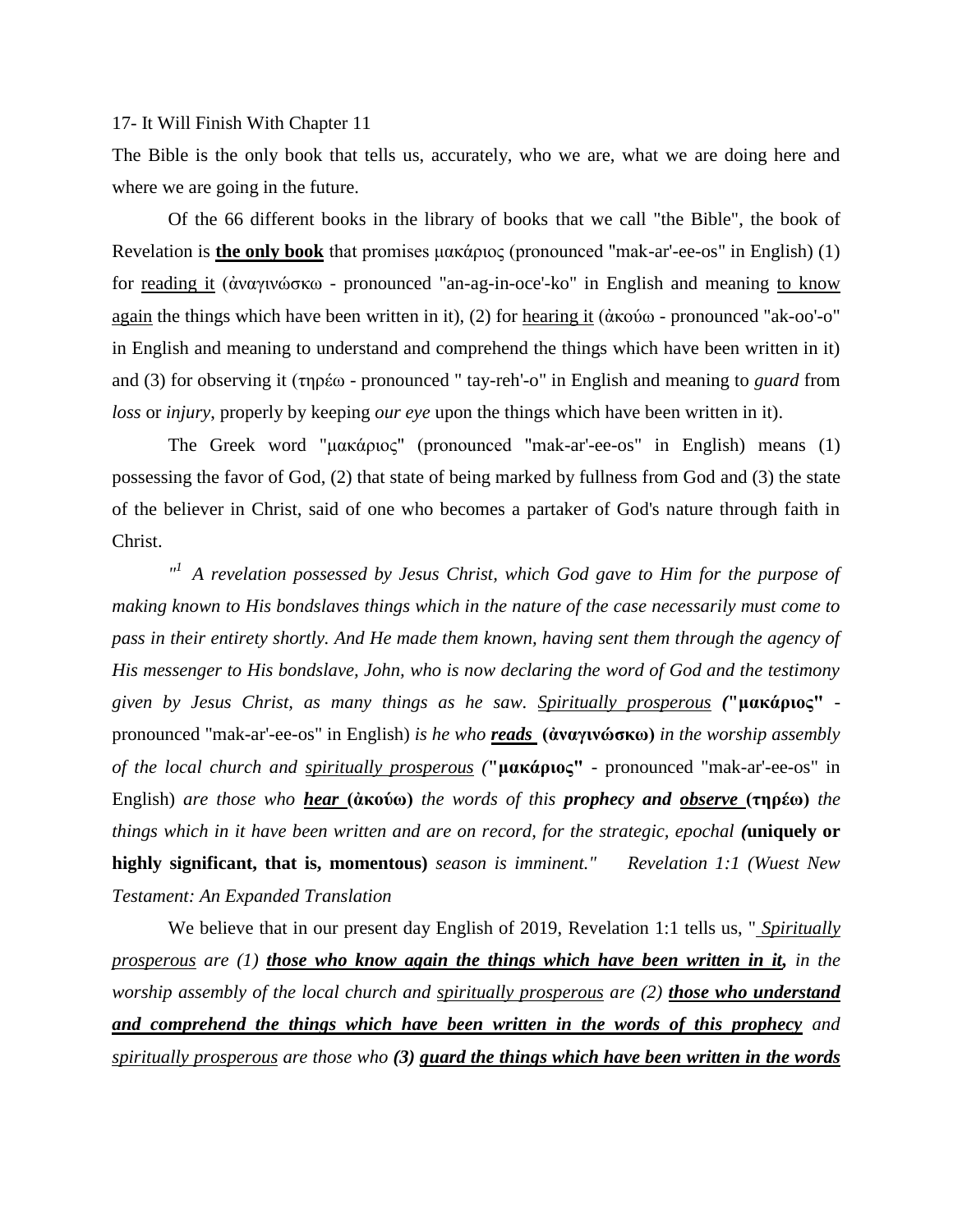17- It Will Finish With Chapter 11

The Bible is the only book that tells us, accurately, who we are, what we are doing here and where we are going in the future.

Of the 66 different books in the library of books that we call "the Bible", the book of Revelation is <u>**the only book**</u> that promises μακάριος (pronounced "mak-ar'-ee-os" in English) (1) for <u>reading it</u> (ἀναγινώσκω - pronounced "an-ag-in-oce'-ko" in English and meaning <u>to know again</u> the things which have been written in it), (2) for <u>hearing it</u> (ἀκούω - pronounced "ak-oo'-o" in English and meaning to understand and comprehend the things which have been written in it) and (3) for observing it (τηρέω - pronounced " tay-reh'-o" in English and meaning to *guard* from *loss* or *injury*, properly by keeping *our eye* upon the things which have been written in it).

The Greek word "μακάριος" (pronounced "mak-ar'-ee-os" in English) means (1) possessing the favor of God, (2) that state of being marked by fullness from God and (3) the state of the believer in Christ, said of one who becomes a partaker of God's nature through faith in Christ.

*"[1] A revelation possessed by Jesus Christ, which God gave to Him for the purpose of making known to His bondslaves things which in the nature of the case necessarily must come to pass in their entirety shortly. And He made them known, having sent them through the agency of His messenger to His bondslave, John, who is now declaring the word of God and the testimony given by Jesus Christ, as many things as he saw. <u>Spiritually prosperous</u> (***"μακάριος"** - pronounced "mak-ar'-ee-os" in English) *is he who <u>**reads**</u>* **(ἀναγινώσκω)** *in the worship assembly of the local church and <u>spiritually prosperous</u> (***"μακάριος"** - pronounced "mak-ar'-ee-os" in English) *are those who <u>**hear**</u>* **(ἀκούω)** *the words of this **prophecy and <u>observe</u>*** **(τηρέω)** *the things which in it have been written and are on record, for the strategic, epochal (***uniquely or highly significant, that is, momentous)** *season is imminent."     Revelation 1:1 (Wuest New Testament: An Expanded Translation*

We believe that in our present day English of 2019, Revelation 1:1 tells us, "*<u>Spiritually prosperous</u> are (1) <u>**those who know again the things which have been written in it,**</u> in the worship assembly of the local church and <u>spiritually prosperous</u> are (2) <u>**those who understand and comprehend the things which have been written in the words of this prophecy**</u> and <u>spiritually prosperous</u> are those who **(3) <u>guard the things which have been written in the words</u>***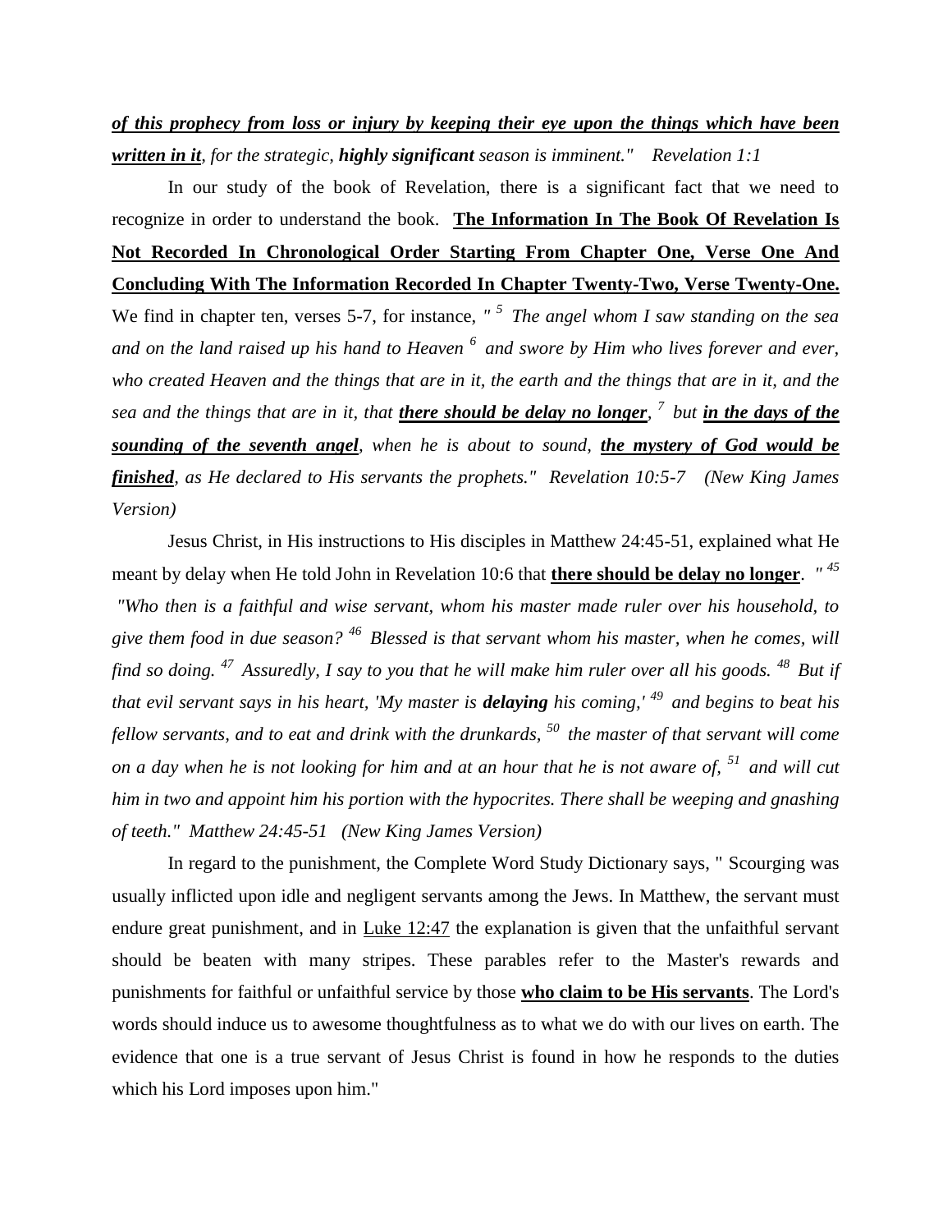***of this prophecy from loss or injury by keeping their eye upon the things which have been written in it****, for the strategic,* ***highly significant*** *season is imminent."    Revelation 1:1*

In our study of the book of Revelation, there is a significant fact that we need to recognize in order to understand the book. **The Information In The Book Of Revelation Is Not Recorded In Chronological Order Starting From Chapter One, Verse One And Concluding With The Information Recorded In Chapter Twenty-Two, Verse Twenty-One.** We find in chapter ten, verses 5-7, for instance, *" [5] The angel whom I saw standing on the sea and on the land raised up his hand to Heaven [6] and swore by Him who lives forever and ever, who created Heaven and the things that are in it, the earth and the things that are in it, and the sea and the things that are in it, that* ***there should be delay no longer****, [7] but* ***in the days of the sounding of the seventh angel****, when he is about to sound,* ***the mystery of God would be finished****, as He declared to His servants the prophets."  Revelation 10:5-7   (New King James Version)*

Jesus Christ, in His instructions to His disciples in Matthew 24:45-51, explained what He meant by delay when He told John in Revelation 10:6 that **there should be delay no longer**. *" [45] "Who then is a faithful and wise servant, whom his master made ruler over his household, to give them food in due season? [46] Blessed is that servant whom his master, when he comes, will find so doing. [47] Assuredly, I say to you that he will make him ruler over all his goods. [48] But if that evil servant says in his heart, 'My master is* ***delaying*** *his coming,' [49] and begins to beat his fellow servants, and to eat and drink with the drunkards, [50] the master of that servant will come on a day when he is not looking for him and at an hour that he is not aware of, [51] and will cut him in two and appoint him his portion with the hypocrites. There shall be weeping and gnashing of teeth."  Matthew 24:45-51   (New King James Version)*

In regard to the punishment, the Complete Word Study Dictionary says, " Scourging was usually inflicted upon idle and negligent servants among the Jews. In Matthew, the servant must endure great punishment, and in Luke 12:47 the explanation is given that the unfaithful servant should be beaten with many stripes. These parables refer to the Master's rewards and punishments for faithful or unfaithful service by those **who claim to be His servants**. The Lord's words should induce us to awesome thoughtfulness as to what we do with our lives on earth. The evidence that one is a true servant of Jesus Christ is found in how he responds to the duties which his Lord imposes upon him."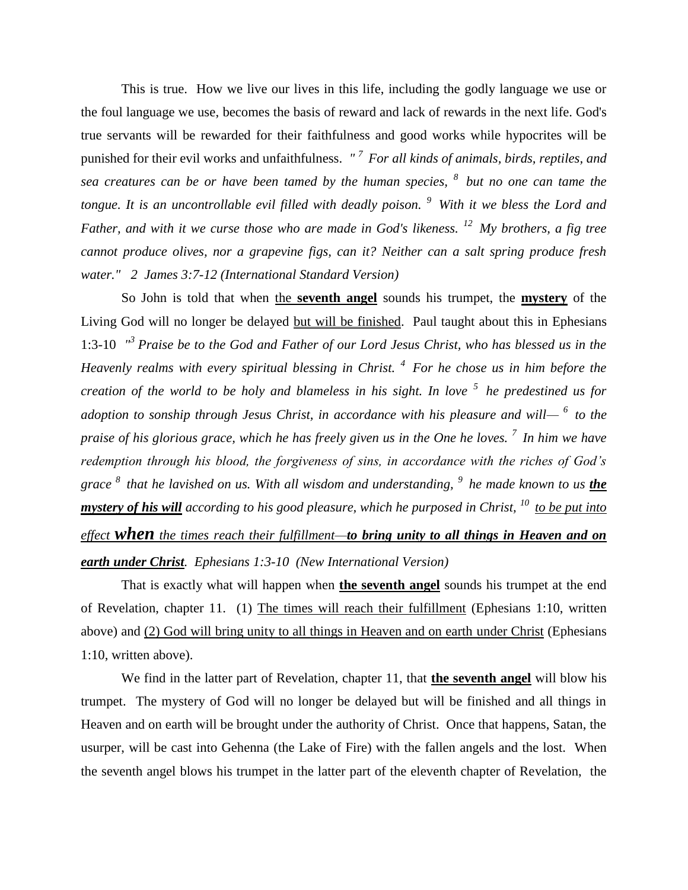This is true. How we live our lives in this life, including the godly language we use or the foul language we use, becomes the basis of reward and lack of rewards in the next life. God's true servants will be rewarded for their faithfulness and good works while hypocrites will be punished for their evil works and unfaithfulness. *" [7] For all kinds of animals, birds, reptiles, and sea creatures can be or have been tamed by the human species, [8] but no one can tame the tongue. It is an uncontrollable evil filled with deadly poison. [9] With it we bless the Lord and Father, and with it we curse those who are made in God's likeness. [12] My brothers, a fig tree cannot produce olives, nor a grapevine figs, can it? Neither can a salt spring produce fresh water." 2 James 3:7-12 (International Standard Version)*

So John is told that when <u>the **seventh angel**</u> sounds his trumpet, the <u>**mystery**</u> of the Living God will no longer be delayed <u>but will be finished</u>. Paul taught about this in Ephesians 1:3-10 *"[3] Praise be to the God and Father of our Lord Jesus Christ, who has blessed us in the Heavenly realms with every spiritual blessing in Christ. [4] For he chose us in him before the creation of the world to be holy and blameless in his sight. In love [5] he predestined us for adoption to sonship through Jesus Christ, in accordance with his pleasure and will— [6] to the praise of his glorious grace, which he has freely given us in the One he loves. [7] In him we have redemption through his blood, the forgiveness of sins, in accordance with the riches of God's grace [8] that he lavished on us. With all wisdom and understanding, [9] he made known to us **<u>the mystery of his will</u>** according to his good pleasure, which he purposed in Christ, [10] <u>to be put into effect **when** the times reach their fulfillment—**to bring unity to all things in Heaven and on earth under Christ**</u>. Ephesians 1:3-10 (New International Version)*

That is exactly what will happen when <u>**the seventh angel**</u> sounds his trumpet at the end of Revelation, chapter 11. (1) <u>The times will reach their fulfillment</u> (Ephesians 1:10, written above) and <u>(2) God will bring unity to all things in Heaven and on earth under Christ</u> (Ephesians 1:10, written above).

We find in the latter part of Revelation, chapter 11, that <u>**the seventh angel**</u> will blow his trumpet. The mystery of God will no longer be delayed but will be finished and all things in Heaven and on earth will be brought under the authority of Christ. Once that happens, Satan, the usurper, will be cast into Gehenna (the Lake of Fire) with the fallen angels and the lost. When the seventh angel blows his trumpet in the latter part of the eleventh chapter of Revelation, the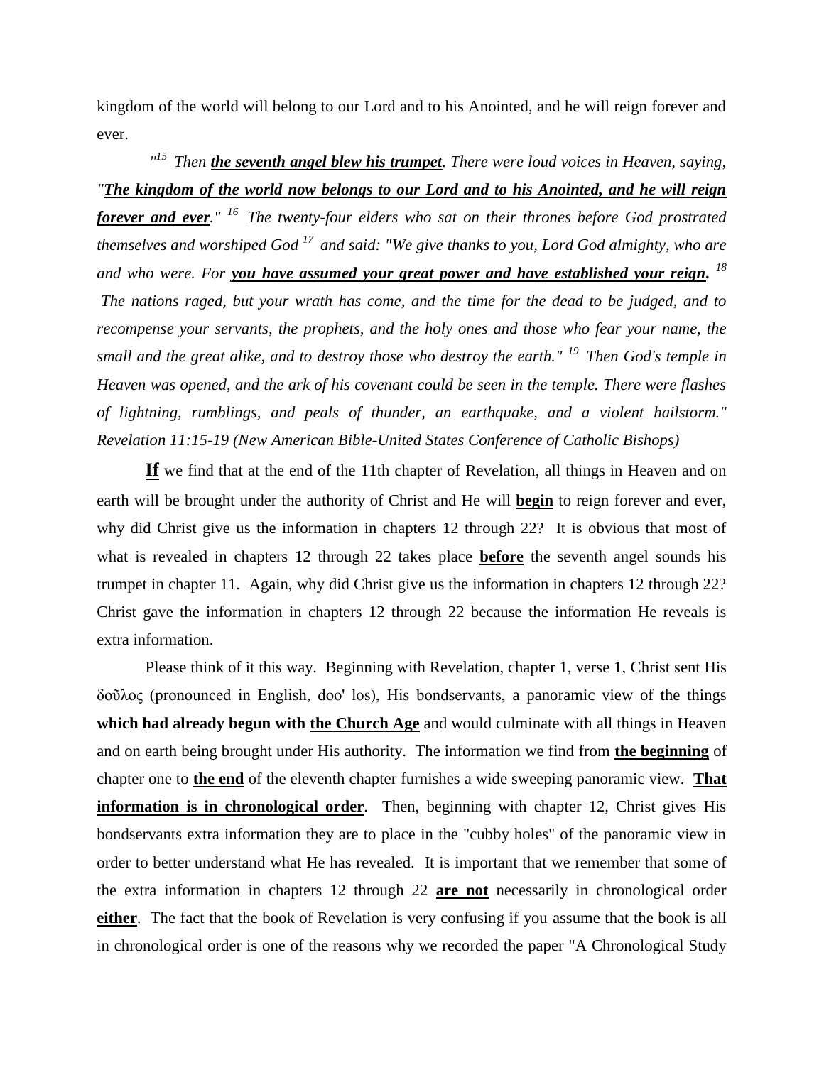kingdom of the world will belong to our Lord and to his Anointed, and he will reign forever and ever.

*"[15] Then **<u>the seventh angel blew his trumpet</u>**. There were loud voices in Heaven, saying, "**<u>The kingdom of the world now belongs to our Lord and to his Anointed, and he will reign forever and ever</u>**." [16] The twenty-four elders who sat on their thrones before God prostrated themselves and worshiped God [17] and said: "We give thanks to you, Lord God almighty, who are and who were. For **<u>you have assumed your great power and have established your reign</u>**. [18] The nations raged, but your wrath has come, and the time for the dead to be judged, and to recompense your servants, the prophets, and the holy ones and those who fear your name, the small and the great alike, and to destroy those who destroy the earth." [19] Then God's temple in Heaven was opened, and the ark of his covenant could be seen in the temple. There were flashes of lightning, rumblings, and peals of thunder, an earthquake, and a violent hailstorm." Revelation 11:15-19 (New American Bible-United States Conference of Catholic Bishops)*

**<u>If</u>** we find that at the end of the 11th chapter of Revelation, all things in Heaven and on earth will be brought under the authority of Christ and He will **<u>begin</u>** to reign forever and ever, why did Christ give us the information in chapters 12 through 22? It is obvious that most of what is revealed in chapters 12 through 22 takes place **<u>before</u>** the seventh angel sounds his trumpet in chapter 11. Again, why did Christ give us the information in chapters 12 through 22? Christ gave the information in chapters 12 through 22 because the information He reveals is extra information.

Please think of it this way. Beginning with Revelation, chapter 1, verse 1, Christ sent His δοῦλος (pronounced in English, doo' los), His bondservants, a panoramic view of the things **which had already begun with <u>the Church Age</u>** and would culminate with all things in Heaven and on earth being brought under His authority. The information we find from **<u>the beginning</u>** of chapter one to **<u>the end</u>** of the eleventh chapter furnishes a wide sweeping panoramic view. **<u>That information is in chronological order</u>**. Then, beginning with chapter 12, Christ gives His bondservants extra information they are to place in the "cubby holes" of the panoramic view in order to better understand what He has revealed. It is important that we remember that some of the extra information in chapters 12 through 22 **<u>are not</u>** necessarily in chronological order **<u>either</u>**. The fact that the book of Revelation is very confusing if you assume that the book is all in chronological order is one of the reasons why we recorded the paper "A Chronological Study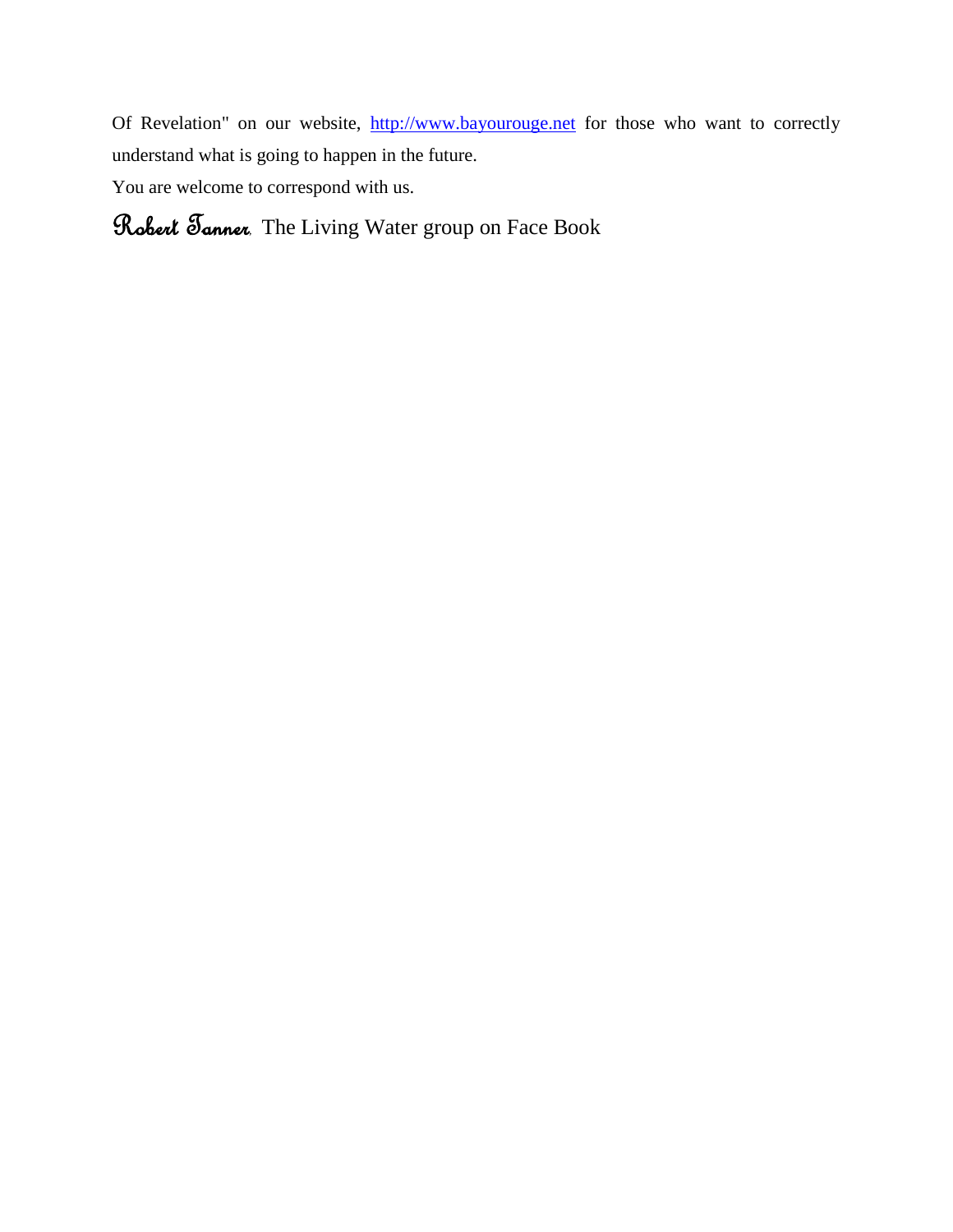Of Revelation" on our website, [http://www.bayourouge.net](http://www.bayourouge.net) for those who want to correctly understand what is going to happen in the future.

You are welcome to correspond with us.

*Robert Tanner*. The Living Water group on Face Book